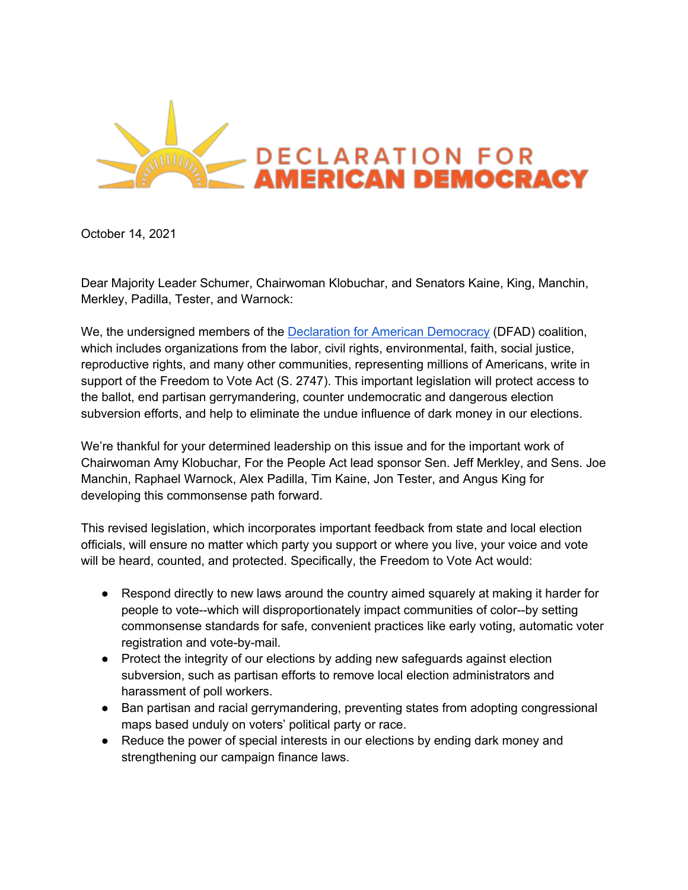# DECLARATION FOR AMERICAN DEMOCRACY

October 14, 2021

Dear Majority Leader Schumer, Chairwoman Klobuchar, and Senators Kaine, King, Manchin, Merkley, Padilla, Tester, and Warnock:

We, the undersigned members of the [Declaration for American Democracy](https://www.declarationforamericandemocracy.org) (DFAD) coalition, which includes organizations from the labor, civil rights, environmental, faith, social justice, reproductive rights, and many other communities, representing millions of Americans, write in support of the Freedom to Vote Act (S. 2747). This important legislation will protect access to the ballot, end partisan gerrymandering, counter undemocratic and dangerous election subversion efforts, and help to eliminate the undue influence of dark money in our elections.

We're thankful for your determined leadership on this issue and for the important work of Chairwoman Amy Klobuchar, For the People Act lead sponsor Sen. Jeff Merkley, and Sens. Joe Manchin, Raphael Warnock, Alex Padilla, Tim Kaine, Jon Tester, and Angus King for developing this commonsense path forward.

This revised legislation, which incorporates important feedback from state and local election officials, will ensure no matter which party you support or where you live, your voice and vote will be heard, counted, and protected. Specifically, the Freedom to Vote Act would:

- Respond directly to new laws around the country aimed squarely at making it harder for people to vote--which will disproportionately impact communities of color--by setting commonsense standards for safe, convenient practices like early voting, automatic voter registration and vote-by-mail.
- Protect the integrity of our elections by adding new safeguards against election subversion, such as partisan efforts to remove local election administrators and harassment of poll workers.
- Ban partisan and racial gerrymandering, preventing states from adopting congressional maps based unduly on voters' political party or race.
- Reduce the power of special interests in our elections by ending dark money and strengthening our campaign finance laws.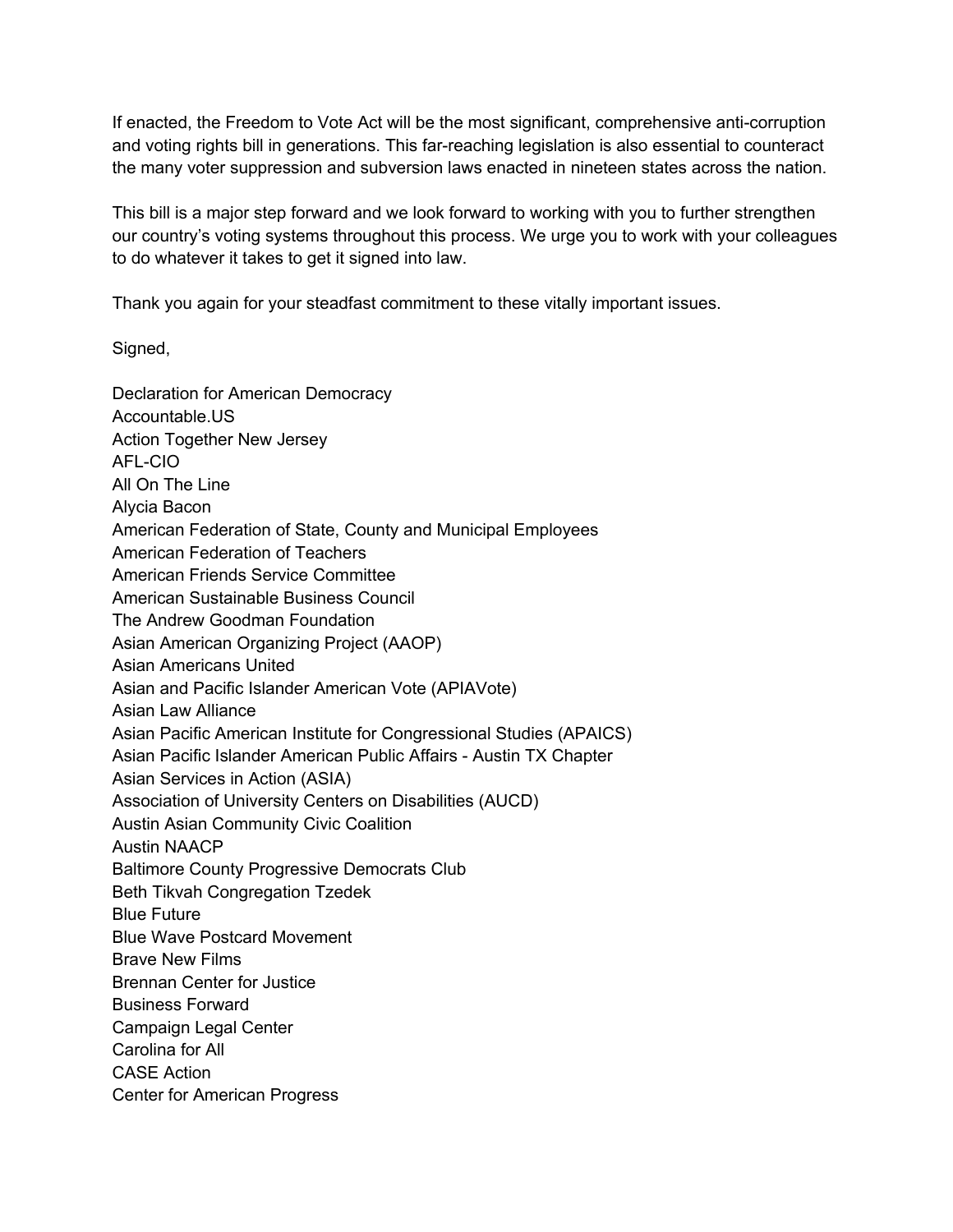If enacted, the Freedom to Vote Act will be the most significant, comprehensive anti-corruption and voting rights bill in generations. This far-reaching legislation is also essential to counteract the many voter suppression and subversion laws enacted in nineteen states across the nation.

This bill is a major step forward and we look forward to working with you to further strengthen our country's voting systems throughout this process. We urge you to work with your colleagues to do whatever it takes to get it signed into law.

Thank you again for your steadfast commitment to these vitally important issues.

Signed,

Declaration for American Democracy
Accountable.US
Action Together New Jersey
AFL-CIO
All On The Line
Alycia Bacon
American Federation of State, County and Municipal Employees
American Federation of Teachers
American Friends Service Committee
American Sustainable Business Council
The Andrew Goodman Foundation
Asian American Organizing Project (AAOP)
Asian Americans United
Asian and Pacific Islander American Vote (APIAVote)
Asian Law Alliance
Asian Pacific American Institute for Congressional Studies (APAICS)
Asian Pacific Islander American Public Affairs - Austin TX Chapter
Asian Services in Action (ASIA)
Association of University Centers on Disabilities (AUCD)
Austin Asian Community Civic Coalition
Austin NAACP
Baltimore County Progressive Democrats Club
Beth Tikvah Congregation Tzedek
Blue Future
Blue Wave Postcard Movement
Brave New Films
Brennan Center for Justice
Business Forward
Campaign Legal Center
Carolina for All
CASE Action
Center for American Progress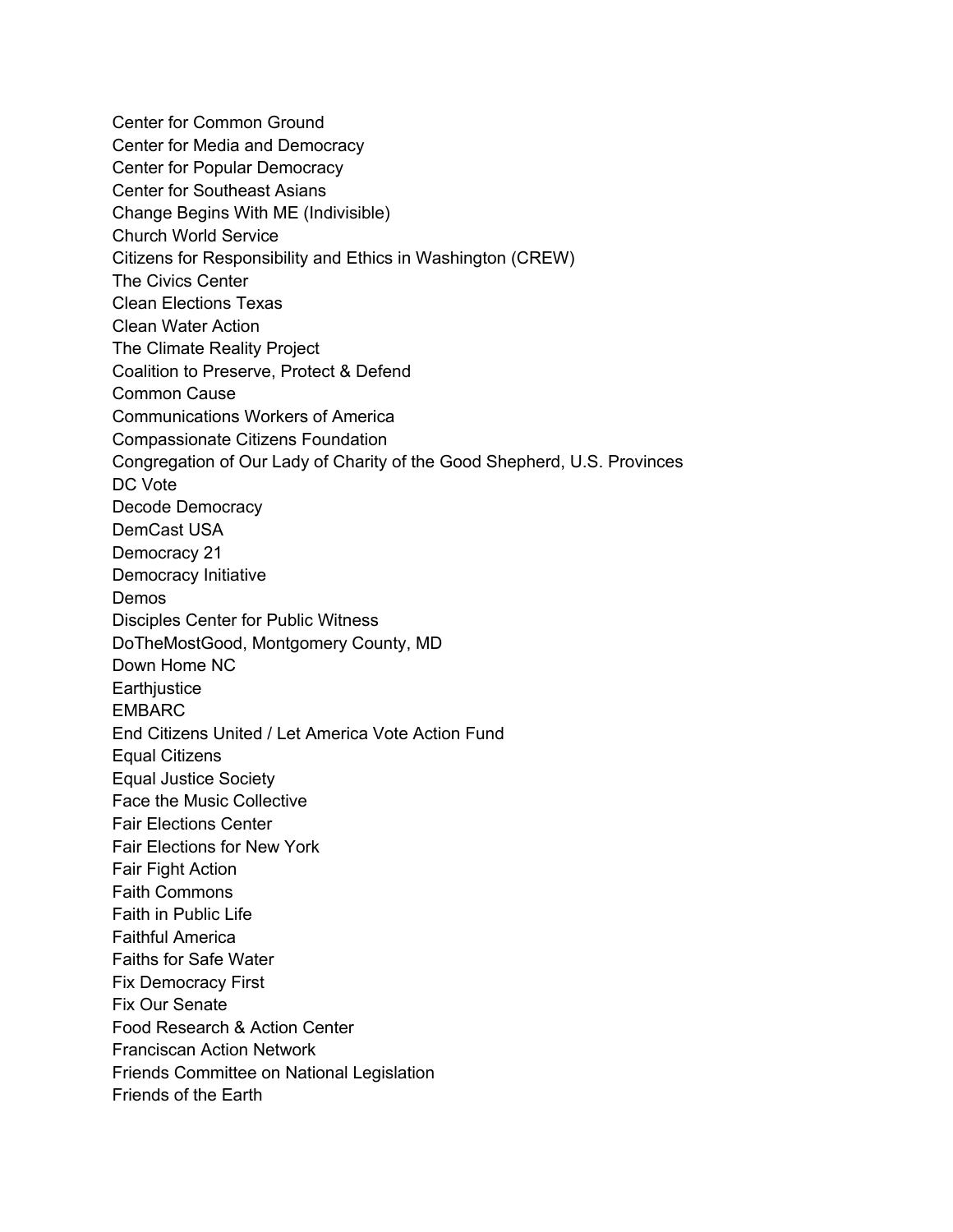Center for Common Ground
Center for Media and Democracy
Center for Popular Democracy
Center for Southeast Asians
Change Begins With ME (Indivisible)
Church World Service
Citizens for Responsibility and Ethics in Washington (CREW)
The Civics Center
Clean Elections Texas
Clean Water Action
The Climate Reality Project
Coalition to Preserve, Protect & Defend
Common Cause
Communications Workers of America
Compassionate Citizens Foundation
Congregation of Our Lady of Charity of the Good Shepherd, U.S. Provinces
DC Vote
Decode Democracy
DemCast USA
Democracy 21
Democracy Initiative
Demos
Disciples Center for Public Witness
DoTheMostGood, Montgomery County, MD
Down Home NC
Earthjustice
EMBARC
End Citizens United / Let America Vote Action Fund
Equal Citizens
Equal Justice Society
Face the Music Collective
Fair Elections Center
Fair Elections for New York
Fair Fight Action
Faith Commons
Faith in Public Life
Faithful America
Faiths for Safe Water
Fix Democracy First
Fix Our Senate
Food Research & Action Center
Franciscan Action Network
Friends Committee on National Legislation
Friends of the Earth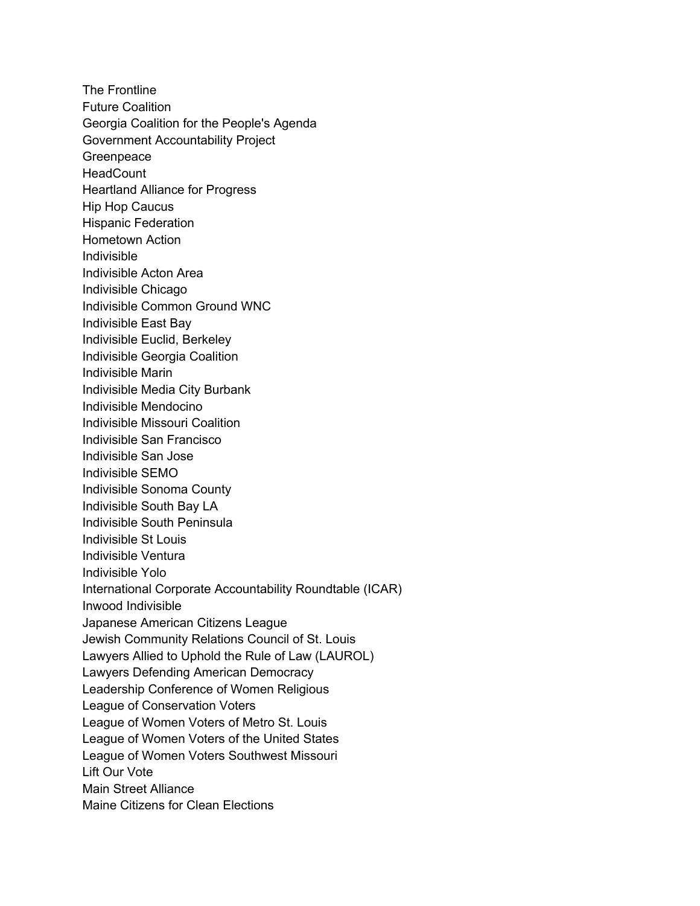The Frontline
Future Coalition
Georgia Coalition for the People's Agenda
Government Accountability Project
Greenpeace
HeadCount
Heartland Alliance for Progress
Hip Hop Caucus
Hispanic Federation
Hometown Action
Indivisible
Indivisible Acton Area
Indivisible Chicago
Indivisible Common Ground WNC
Indivisible East Bay
Indivisible Euclid, Berkeley
Indivisible Georgia Coalition
Indivisible Marin
Indivisible Media City Burbank
Indivisible Mendocino
Indivisible Missouri Coalition
Indivisible San Francisco
Indivisible San Jose
Indivisible SEMO
Indivisible Sonoma County
Indivisible South Bay LA
Indivisible South Peninsula
Indivisible St Louis
Indivisible Ventura
Indivisible Yolo
International Corporate Accountability Roundtable (ICAR)
Inwood Indivisible
Japanese American Citizens League
Jewish Community Relations Council of St. Louis
Lawyers Allied to Uphold the Rule of Law (LAUROL)
Lawyers Defending American Democracy
Leadership Conference of Women Religious
League of Conservation Voters
League of Women Voters of Metro St. Louis
League of Women Voters of the United States
League of Women Voters Southwest Missouri
Lift Our Vote
Main Street Alliance
Maine Citizens for Clean Elections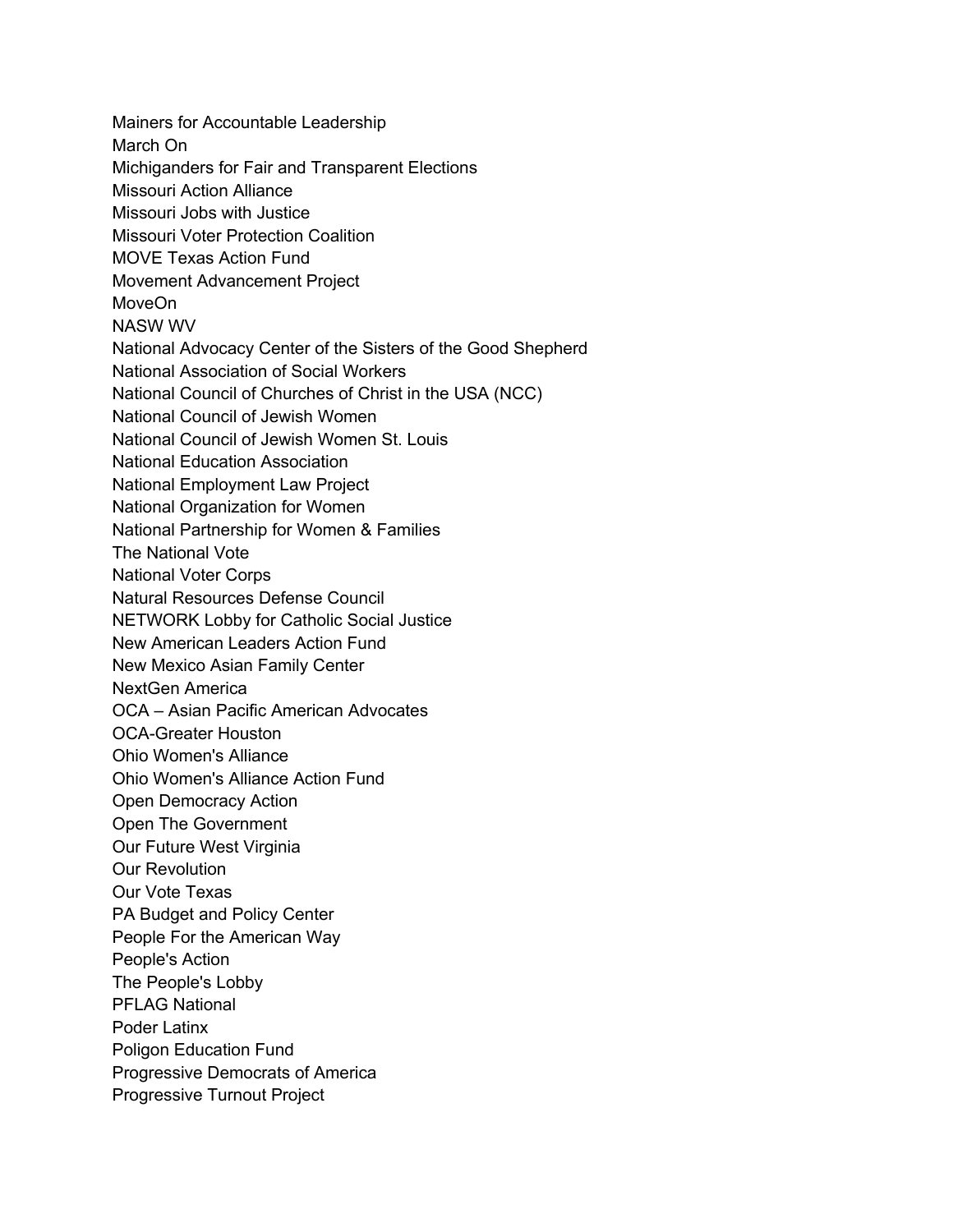Mainers for Accountable Leadership
March On
Michiganders for Fair and Transparent Elections
Missouri Action Alliance
Missouri Jobs with Justice
Missouri Voter Protection Coalition
MOVE Texas Action Fund
Movement Advancement Project
MoveOn
NASW WV
National Advocacy Center of the Sisters of the Good Shepherd
National Association of Social Workers
National Council of Churches of Christ in the USA (NCC)
National Council of Jewish Women
National Council of Jewish Women St. Louis
National Education Association
National Employment Law Project
National Organization for Women
National Partnership for Women & Families
The National Vote
National Voter Corps
Natural Resources Defense Council
NETWORK Lobby for Catholic Social Justice
New American Leaders Action Fund
New Mexico Asian Family Center
NextGen America
OCA – Asian Pacific American Advocates
OCA-Greater Houston
Ohio Women's Alliance
Ohio Women's Alliance Action Fund
Open Democracy Action
Open The Government
Our Future West Virginia
Our Revolution
Our Vote Texas
PA Budget and Policy Center
People For the American Way
People's Action
The People's Lobby
PFLAG National
Poder Latinx
Poligon Education Fund
Progressive Democrats of America
Progressive Turnout Project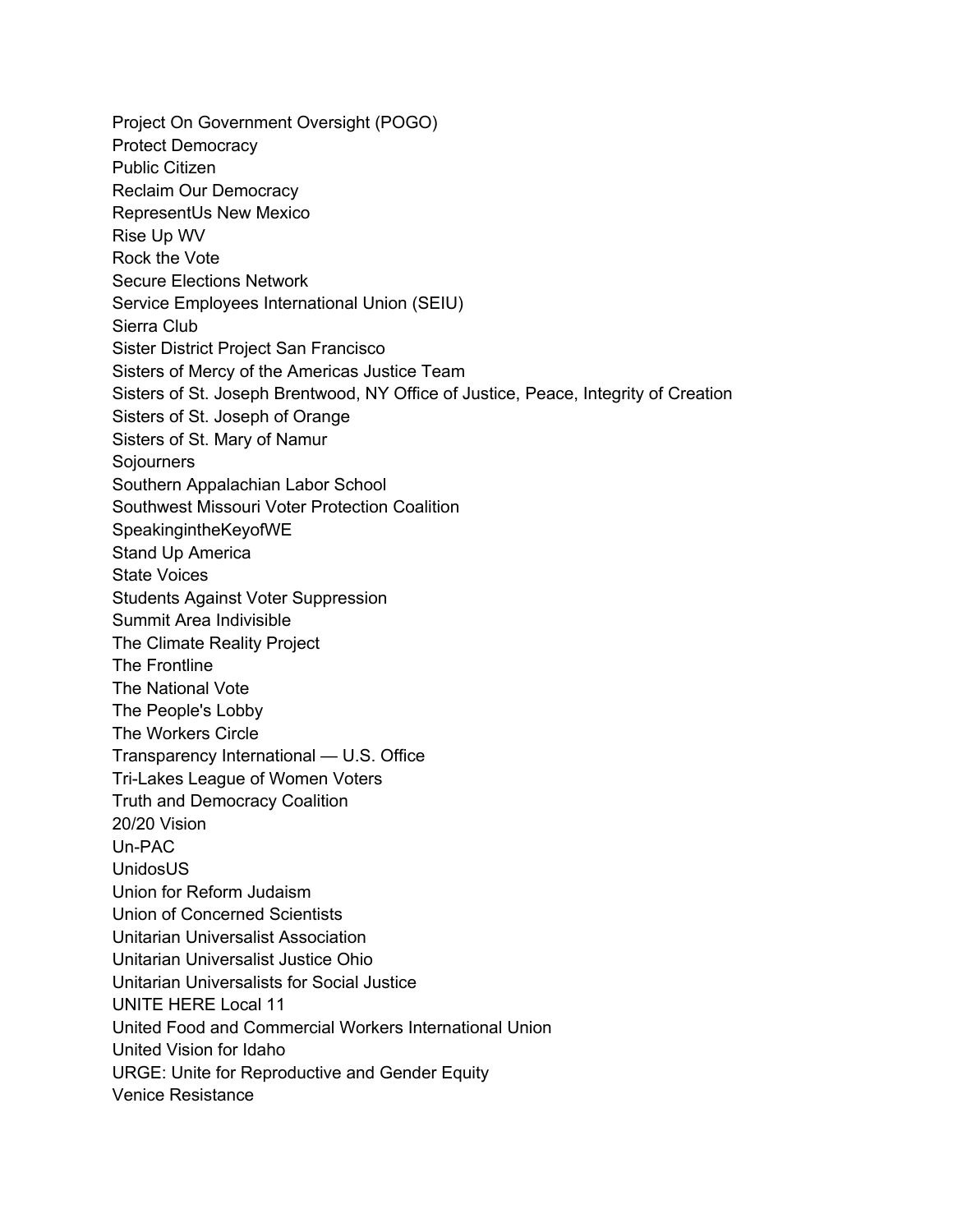Project On Government Oversight (POGO)
Protect Democracy
Public Citizen
Reclaim Our Democracy
RepresentUs New Mexico
Rise Up WV
Rock the Vote
Secure Elections Network
Service Employees International Union (SEIU)
Sierra Club
Sister District Project San Francisco
Sisters of Mercy of the Americas Justice Team
Sisters of St. Joseph Brentwood, NY Office of Justice, Peace, Integrity of Creation
Sisters of St. Joseph of Orange
Sisters of St. Mary of Namur
Sojourners
Southern Appalachian Labor School
Southwest Missouri Voter Protection Coalition
SpeakingintheKeyofWE
Stand Up America
State Voices
Students Against Voter Suppression
Summit Area Indivisible
The Climate Reality Project
The Frontline
The National Vote
The People's Lobby
The Workers Circle
Transparency International — U.S. Office
Tri-Lakes League of Women Voters
Truth and Democracy Coalition
20/20 Vision
Un-PAC
UnidosUS
Union for Reform Judaism
Union of Concerned Scientists
Unitarian Universalist Association
Unitarian Universalist Justice Ohio
Unitarian Universalists for Social Justice
UNITE HERE Local 11
United Food and Commercial Workers International Union
United Vision for Idaho
URGE: Unite for Reproductive and Gender Equity
Venice Resistance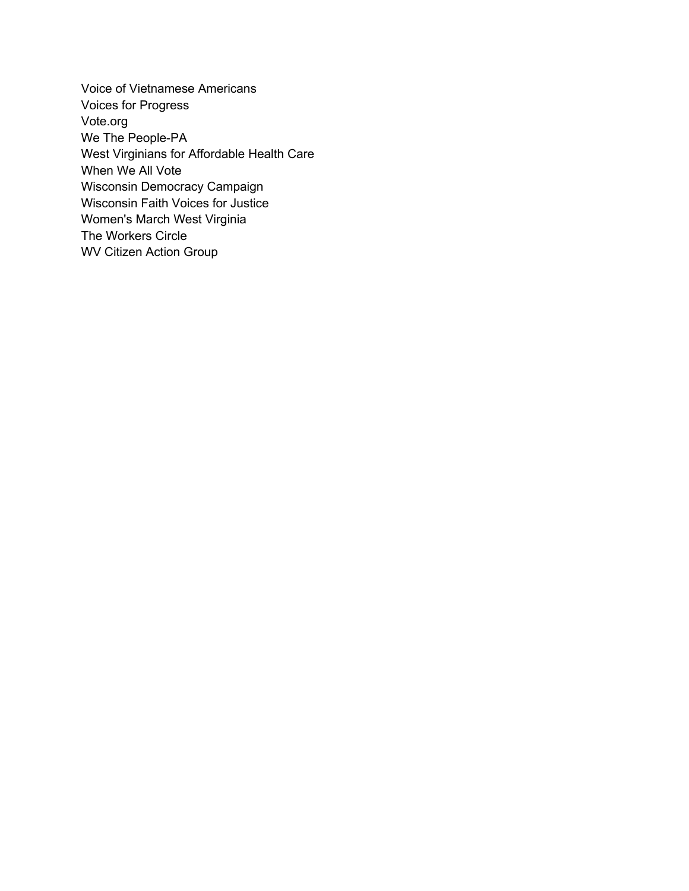Voice of Vietnamese Americans
Voices for Progress
Vote.org
We The People-PA
West Virginians for Affordable Health Care
When We All Vote
Wisconsin Democracy Campaign
Wisconsin Faith Voices for Justice
Women's March West Virginia
The Workers Circle
WV Citizen Action Group